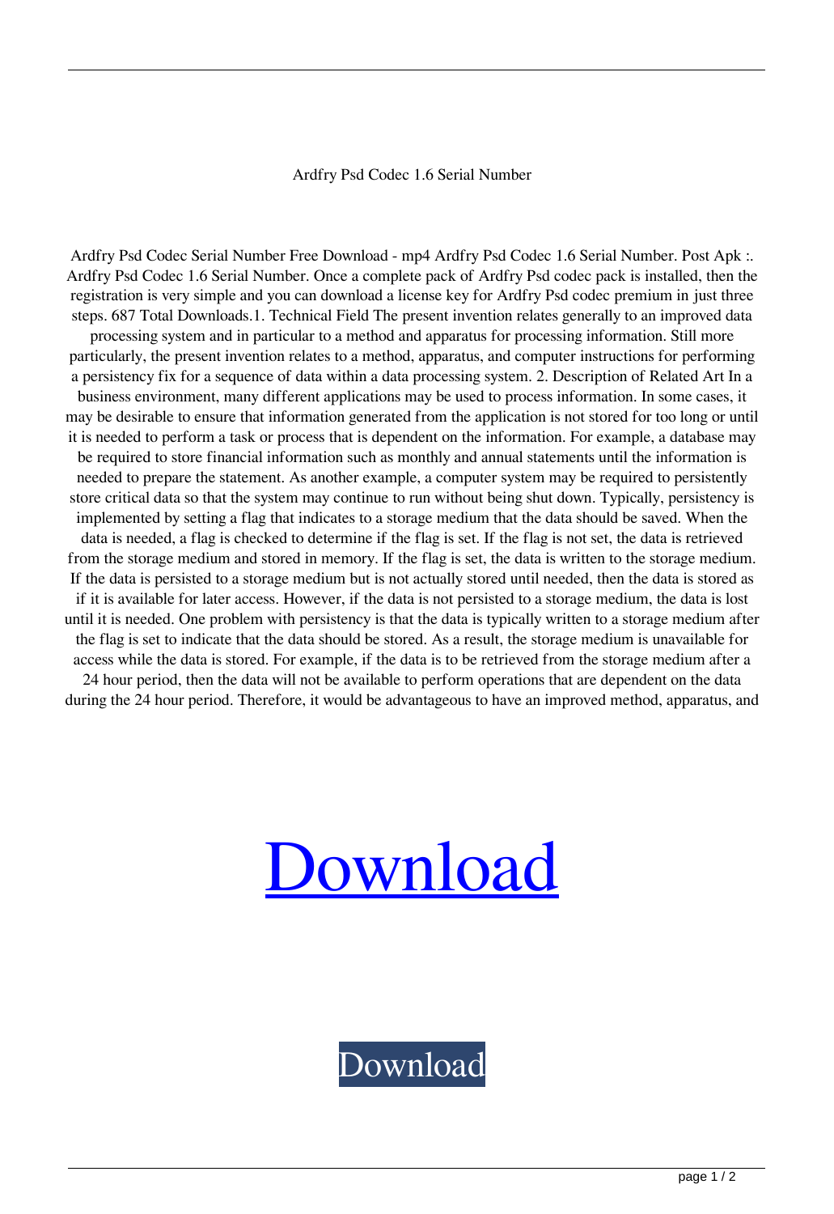# Ardfry Psd Codec 1.6 Serial Number

Ardfry Psd Codec Serial Number Free Download - mp4 Ardfry Psd Codec 1.6 Serial Number. Post Apk :. Ardfry Psd Codec 1.6 Serial Number. Once a complete pack of Ardfry Psd codec pack is installed, then the registration is very simple and you can download a license key for Ardfry Psd codec premium in just three steps. 687 Total Downloads.1. Technical Field The present invention relates generally to an improved data processing system and in particular to a method and apparatus for processing information. Still more particularly, the present invention relates to a method, apparatus, and computer instructions for performing a persistency fix for a sequence of data within a data processing system. 2. Description of Related Art In a business environment, many different applications may be used to process information. In some cases, it may be desirable to ensure that information generated from the application is not stored for too long or until it is needed to perform a task or process that is dependent on the information. For example, a database may be required to store financial information such as monthly and annual statements until the information is needed to prepare the statement. As another example, a computer system may be required to persistently store critical data so that the system may continue to run without being shut down. Typically, persistency is implemented by setting a flag that indicates to a storage medium that the data should be saved. When the data is needed, a flag is checked to determine if the flag is set. If the flag is not set, the data is retrieved from the storage medium and stored in memory. If the flag is set, the data is written to the storage medium. If the data is persisted to a storage medium but is not actually stored until needed, then the data is stored as if it is available for later access. However, if the data is not persisted to a storage medium, the data is lost until it is needed. One problem with persistency is that the data is typically written to a storage medium after the flag is set to indicate that the data should be stored. As a result, the storage medium is unavailable for access while the data is stored. For example, if the data is to be retrieved from the storage medium after a 24 hour period, then the data will not be available to perform operations that are dependent on the data during the 24 hour period. Therefore, it would be advantageous to have an improved method, apparatus, and

Download

Download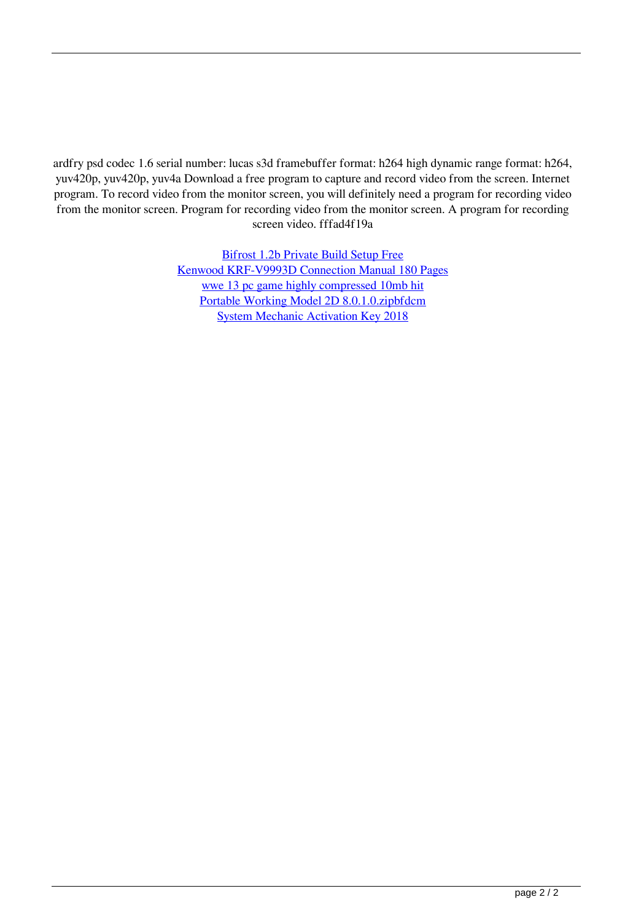ardfry psd codec 1.6 serial number: lucas s3d framebuffer format: h264 high dynamic range format: h264, yuv420p, yuv420p, yuv4a Download a free program to capture and record video from the screen. Internet program. To record video from the monitor screen, you will definitely need a program for recording video from the monitor screen. Program for recording video from the monitor screen. A program for recording screen video. fffad4f19a

Bifrost 1.2b Private Build Setup Free
Kenwood KRF-V9993D Connection Manual 180 Pages
wwe 13 pc game highly compressed 10mb hit
Portable Working Model 2D 8.0.1.0.zipbfdcm
System Mechanic Activation Key 2018